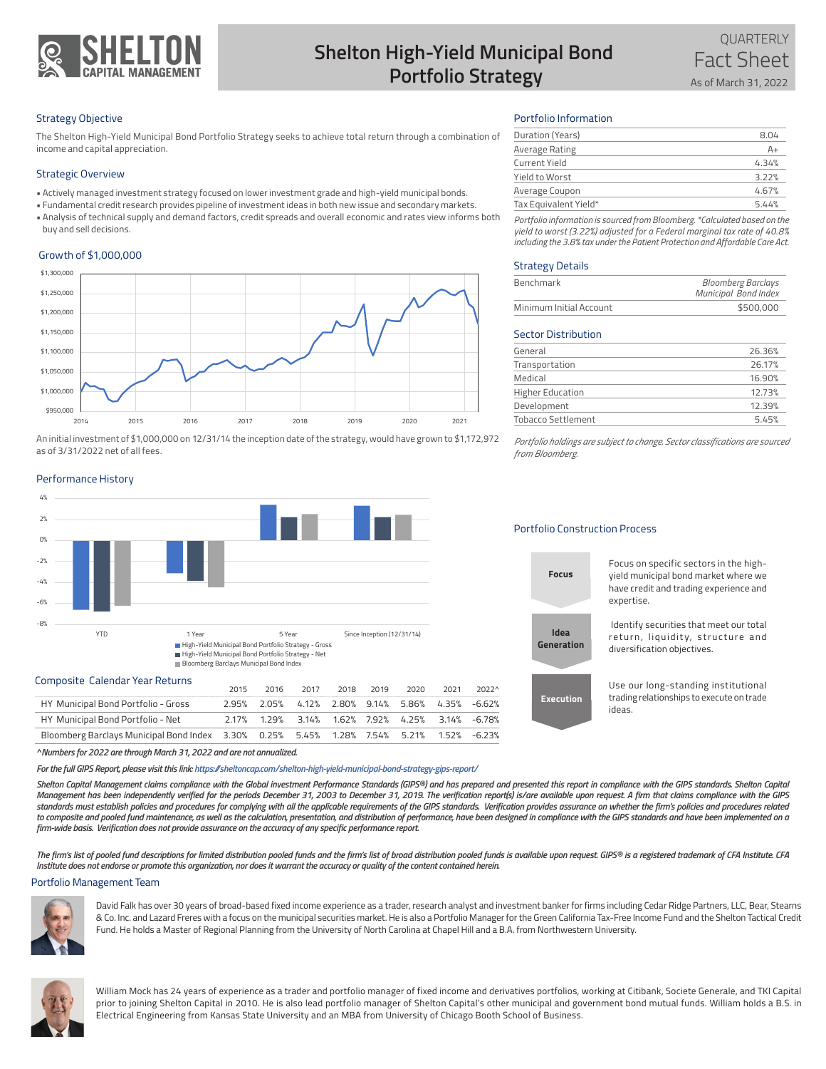# Shelton High-Yield Municipal Bond Portfolio Strategy

QUARTERLY Fact Sheet

As of March 31, 2022

## Strategy Objective

The Shelton High-Yield Municipal Bond Portfolio Strategy seeks to achieve total return through a combination of income and capital appreciation.

## Strategic Overview

- Actively managed investment strategy focused on lower investment grade and high-yield municipal bonds.
- Fundamental credit research provides pipeline of investment ideas in both new issue and secondary markets.
- Analysis of technical supply and demand factors, credit spreads and overall economic and rates view informs both buy and sell decisions.

## Growth of $1,000,000

$1,300,000
$1,250,000
$1,200,000
$1,150,000
$1,100,000
$1,050,000
$1,000,000
$950,000

2014 2015 2016 2017 2018 2019 2020 2021

An initial investment of $1,000,000 on 12/31/14 the inception date of the strategy, would have grown to $1,172,972 as of 3/31/2022 net of all fees.

## Performance History

4%
2%
0%
-2%
-4%
-6%
-8%

YTD 1 Year 5 Year Since Inception (12/31/14)

- High-Yield Municipal Bond Portfolio Strategy - Gross
- High-Yield Municipal Bond Portfolio Strategy - Net
- Bloomberg Barclays Municipal Bond Index

## Composite Calendar Year Returns

| | 2015 | 2016 | 2017 | 2018 | 2019 | 2020 | 2021 | 2022^ |
|---|---|---|---|---|---|---|---|---|
| HY Municipal Bond Portfolio - Gross | 2.95% | 2.05% | 4.12% | 2.80% | 9.14% | 5.86% | 4.35% | -6.62% |
| HY Municipal Bond Portfolio - Net | 2.17% | 1.29% | 3.14% | 1.62% | 7.92% | 4.25% | 3.14% | -6.78% |
| Bloomberg Barclays Municipal Bond Index | 3.30% | 0.25% | 5.45% | 1.28% | 7.54% | 5.21% | 1.52% | -6.23% |

*^Numbers for 2022 are through March 31, 2022 and are not annualized.*

## Portfolio Information

| | |
|---|---|
| Duration (Years) | 8.04 |
| Average Rating | A+ |
| Current Yield | 4.34% |
| Yield to Worst | 3.22% |
| Average Coupon | 4.67% |
| Tax Equivalent Yield* | 5.44% |

*Portfolio information is sourced from Bloomberg. *Calculated based on the yield to worst (3.22%) adjusted for a Federal marginal tax rate of 40.8% including the 3.8% tax under the Patient Protection and Affordable Care Act.*

## Strategy Details

| | |
|---|---|
| Benchmark | *Bloomberg Barclays Municipal Bond Index* |
| Minimum Initial Account | $500,000 |

## Sector Distribution

| | |
|---|---|
| General | 26.36% |
| Transportation | 26.17% |
| Medical | 16.90% |
| Higher Education | 12.73% |
| Development | 12.39% |
| Tobacco Settlement | 5.45% |

*Portfolio holdings are subject to change. Sector classifications are sourced from Bloomberg.*

## Portfolio Construction Process

**Focus** – Focus on specific sectors in the high-yield municipal bond market where we have credit and trading experience and expertise.

**Idea Generation** – Identify securities that meet our total return, liquidity, structure and diversification objectives.

**Execution** – Use our long-standing institutional trading relationships to execute on trade ideas.

*For the full GIPS Report, please visit this link: https://sheltoncap.com/shelton-high-yield-municipal-bond-strategy-gips-report/*

***Shelton Capital Management claims compliance with the Global Investment Performance Standards (GIPS®) and has prepared and presented this report in compliance with the GIPS standards. Shelton Capital Management has been independently verified for the periods December 31, 2003 to December 31, 2019. The verification report(s) is/are available upon request. A firm that claims compliance with the GIPS standards must establish policies and procedures for complying with all the applicable requirements of the GIPS standards. Verification provides assurance on whether the firm's policies and procedures related to composite and pooled fund maintenance, as well as the calculation, presentation, and distribution of performance, have been designed in compliance with the GIPS standards and have been implemented on a firm-wide basis. Verification does not provide assurance on the accuracy of any specific performance report.***

***The firm's list of pooled fund descriptions for limited distribution pooled funds and the firm's list of broad distribution pooled funds is available upon request. GIPS® is a registered trademark of CFA Institute. CFA Institute does not endorse or promote this organization, nor does it warrant the accuracy or quality of the content contained herein.***

## Portfolio Management Team

David Falk has over 30 years of broad-based fixed income experience as a trader, research analyst and investment banker for firms including Cedar Ridge Partners, LLC, Bear, Stearns & Co. Inc. and Lazard Freres with a focus on the municipal securities market. He is also a Portfolio Manager for the Green California Tax-Free Income Fund and the Shelton Tactical Credit Fund. He holds a Master of Regional Planning from the University of North Carolina at Chapel Hill and a B.A. from Northwestern University.

William Mock has 24 years of experience as a trader and portfolio manager of fixed income and derivatives portfolios, working at Citibank, Societe Generale, and TKI Capital prior to joining Shelton Capital in 2010. He is also lead portfolio manager of Shelton Capital's other municipal and government bond mutual funds. William holds a B.S. in Electrical Engineering from Kansas State University and an MBA from University of Chicago Booth School of Business.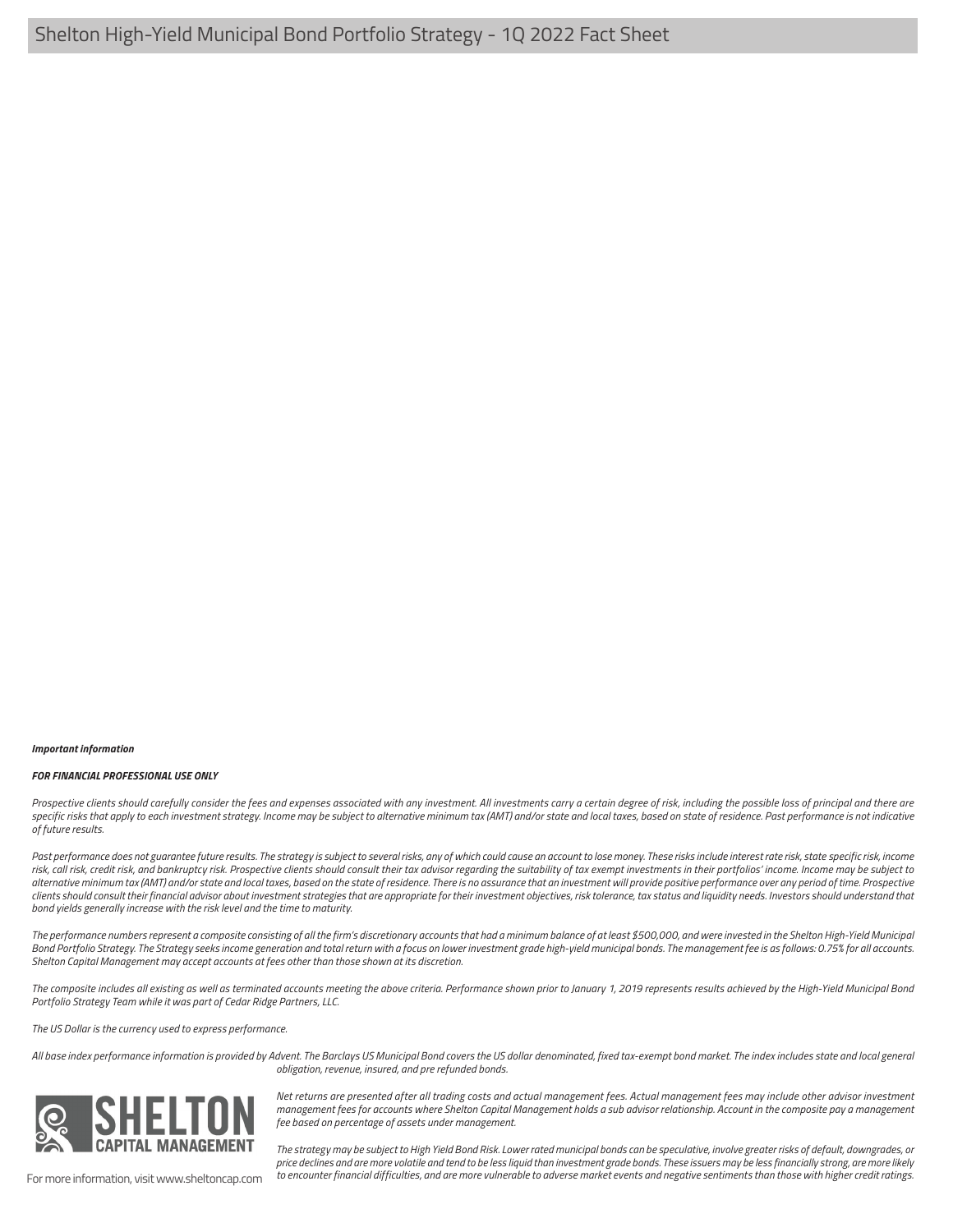# Shelton High-Yield Municipal Bond Portfolio Strategy - 1Q 2022 Fact Sheet

***Important information***

***FOR FINANCIAL PROFESSIONAL USE ONLY***

*Prospective clients should carefully consider the fees and expenses associated with any investment. All investments carry a certain degree of risk, including the possible loss of principal and there are specific risks that apply to each investment strategy. Income may be subject to alternative minimum tax (AMT) and/or state and local taxes, based on state of residence. Past performance is not indicative of future results.*

*Past performance does not guarantee future results. The strategy is subject to several risks, any of which could cause an account to lose money. These risks include interest rate risk, state specific risk, income risk, call risk, credit risk, and bankruptcy risk. Prospective clients should consult their tax advisor regarding the suitability of tax exempt investments in their portfolios' income. Income may be subject to alternative minimum tax (AMT) and/or state and local taxes, based on the state of residence. There is no assurance that an investment will provide positive performance over any period of time. Prospective clients should consult their financial advisor about investment strategies that are appropriate for their investment objectives, risk tolerance, tax status and liquidity needs. Investors should understand that bond yields generally increase with the risk level and the time to maturity.*

*The performance numbers represent a composite consisting of all the firm's discretionary accounts that had a minimum balance of at least $500,000, and were invested in the Shelton High-Yield Municipal Bond Portfolio Strategy. The Strategy seeks income generation and total return with a focus on lower investment grade high-yield municipal bonds. The management fee is as follows: 0.75% for all accounts. Shelton Capital Management may accept accounts at fees other than those shown at its discretion.*

*The composite includes all existing as well as terminated accounts meeting the above criteria. Performance shown prior to January 1, 2019 represents results achieved by the High-Yield Municipal Bond Portfolio Strategy Team while it was part of Cedar Ridge Partners, LLC.*

*The US Dollar is the currency used to express performance.*

*All base index performance information is provided by Advent. The Barclays US Municipal Bond covers the US dollar denominated, fixed tax-exempt bond market. The index includes state and local general obligation, revenue, insured, and pre refunded bonds.*

*Net returns are presented after all trading costs and actual management fees. Actual management fees may include other advisor investment management fees for accounts where Shelton Capital Management holds a sub advisor relationship. Account in the composite pay a management fee based on percentage of assets under management.*

*The strategy may be subject to High Yield Bond Risk. Lower rated municipal bonds can be speculative, involve greater risks of default, downgrades, or price declines and are more volatile and tend to be less liquid than investment grade bonds. These issuers may be less financially strong, are more likely to encounter financial difficulties, and are more vulnerable to adverse market events and negative sentiments than those with higher credit ratings.*

SHELTON CAPITAL MANAGEMENT

For more information, visit www.sheltoncap.com